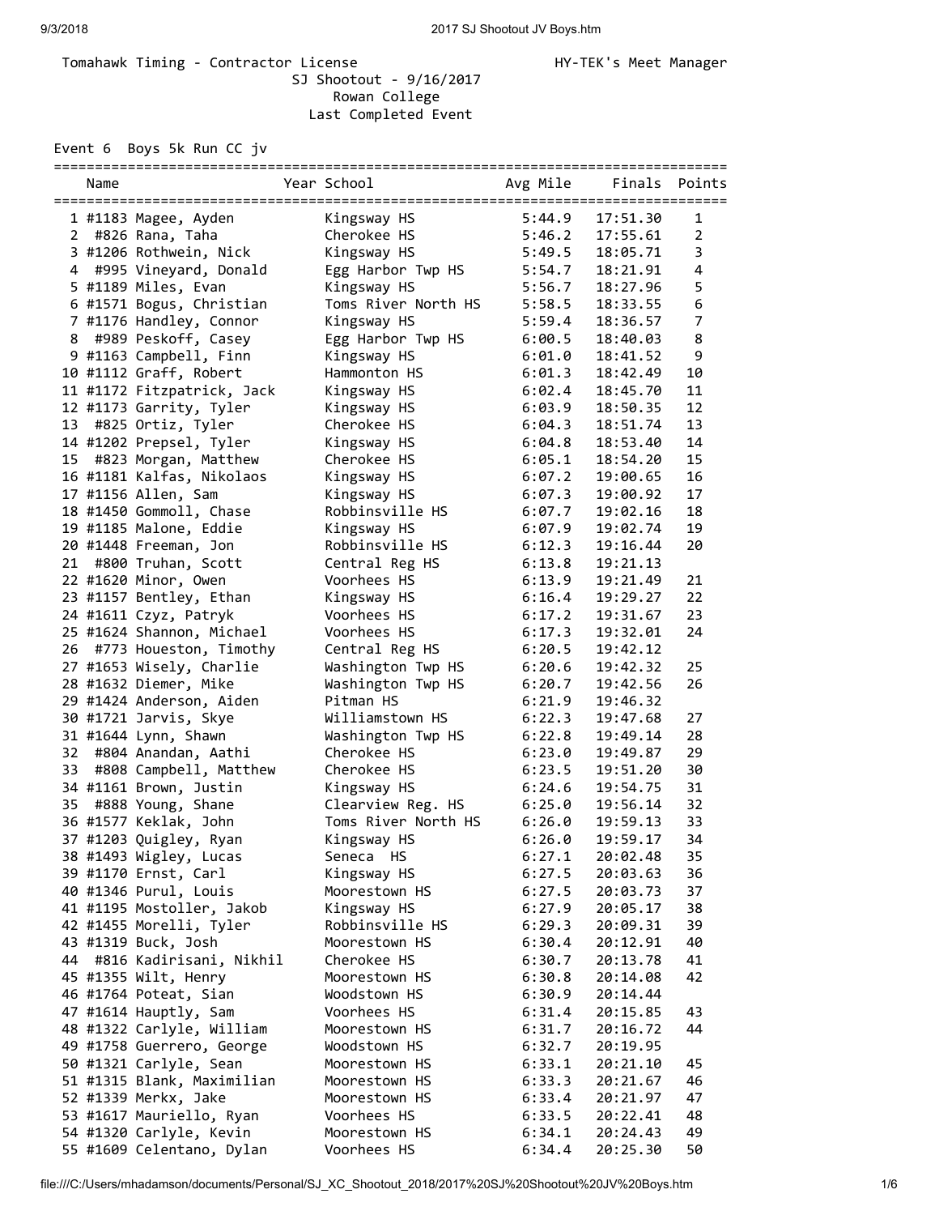Tomahawk Timing - Contractor License HY-TEK's Meet Manager

SJ Shootout - 9/16/2017

Rowan College

Last Completed Event

Event 6 Boys 5k Run CC jv

| Place | Name | Year | School | Avg Mile | Finals | Points |
|---|---|---|---|---|---|---|
| 1 | #1183 Magee, Ayden | | Kingsway HS | 5:44.9 | 17:51.30 | 1 |
| 2 | #826 Rana, Taha | | Cherokee HS | 5:46.2 | 17:55.61 | 2 |
| 3 | #1206 Rothwein, Nick | | Kingsway HS | 5:49.5 | 18:05.71 | 3 |
| 4 | #995 Vineyard, Donald | | Egg Harbor Twp HS | 5:54.7 | 18:21.91 | 4 |
| 5 | #1189 Miles, Evan | | Kingsway HS | 5:56.7 | 18:27.96 | 5 |
| 6 | #1571 Bogus, Christian | | Toms River North HS | 5:58.5 | 18:33.55 | 6 |
| 7 | #1176 Handley, Connor | | Kingsway HS | 5:59.4 | 18:36.57 | 7 |
| 8 | #989 Peskoff, Casey | | Egg Harbor Twp HS | 6:00.5 | 18:40.03 | 8 |
| 9 | #1163 Campbell, Finn | | Kingsway HS | 6:01.0 | 18:41.52 | 9 |
| 10 | #1112 Graff, Robert | | Hammonton HS | 6:01.3 | 18:42.49 | 10 |
| 11 | #1172 Fitzpatrick, Jack | | Kingsway HS | 6:02.4 | 18:45.70 | 11 |
| 12 | #1173 Garrity, Tyler | | Kingsway HS | 6:03.9 | 18:50.35 | 12 |
| 13 | #825 Ortiz, Tyler | | Cherokee HS | 6:04.3 | 18:51.74 | 13 |
| 14 | #1202 Prepsel, Tyler | | Kingsway HS | 6:04.8 | 18:53.40 | 14 |
| 15 | #823 Morgan, Matthew | | Cherokee HS | 6:05.1 | 18:54.20 | 15 |
| 16 | #1181 Kalfas, Nikolaos | | Kingsway HS | 6:07.2 | 19:00.65 | 16 |
| 17 | #1156 Allen, Sam | | Kingsway HS | 6:07.3 | 19:00.92 | 17 |
| 18 | #1450 Gommoll, Chase | | Robbinsville HS | 6:07.7 | 19:02.16 | 18 |
| 19 | #1185 Malone, Eddie | | Kingsway HS | 6:07.9 | 19:02.74 | 19 |
| 20 | #1448 Freeman, Jon | | Robbinsville HS | 6:12.3 | 19:16.44 | 20 |
| 21 | #800 Truhan, Scott | | Central Reg HS | 6:13.8 | 19:21.13 | |
| 22 | #1620 Minor, Owen | | Voorhees HS | 6:13.9 | 19:21.49 | 21 |
| 23 | #1157 Bentley, Ethan | | Kingsway HS | 6:16.4 | 19:29.27 | 22 |
| 24 | #1611 Czyz, Patryk | | Voorhees HS | 6:17.2 | 19:31.67 | 23 |
| 25 | #1624 Shannon, Michael | | Voorhees HS | 6:17.3 | 19:32.01 | 24 |
| 26 | #773 Houeston, Timothy | | Central Reg HS | 6:20.5 | 19:42.12 | |
| 27 | #1653 Wisely, Charlie | | Washington Twp HS | 6:20.6 | 19:42.32 | 25 |
| 28 | #1632 Diemer, Mike | | Washington Twp HS | 6:20.7 | 19:42.56 | 26 |
| 29 | #1424 Anderson, Aiden | | Pitman HS | 6:21.9 | 19:46.32 | |
| 30 | #1721 Jarvis, Skye | | Williamstown HS | 6:22.3 | 19:47.68 | 27 |
| 31 | #1644 Lynn, Shawn | | Washington Twp HS | 6:22.8 | 19:49.14 | 28 |
| 32 | #804 Anandan, Aathi | | Cherokee HS | 6:23.0 | 19:49.87 | 29 |
| 33 | #808 Campbell, Matthew | | Cherokee HS | 6:23.5 | 19:51.20 | 30 |
| 34 | #1161 Brown, Justin | | Kingsway HS | 6:24.6 | 19:54.75 | 31 |
| 35 | #888 Young, Shane | | Clearview Reg. HS | 6:25.0 | 19:56.14 | 32 |
| 36 | #1577 Keklak, John | | Toms River North HS | 6:26.0 | 19:59.13 | 33 |
| 37 | #1203 Quigley, Ryan | | Kingsway HS | 6:26.0 | 19:59.17 | 34 |
| 38 | #1493 Wigley, Lucas | | Seneca HS | 6:27.1 | 20:02.48 | 35 |
| 39 | #1170 Ernst, Carl | | Kingsway HS | 6:27.5 | 20:03.63 | 36 |
| 40 | #1346 Purul, Louis | | Moorestown HS | 6:27.5 | 20:03.73 | 37 |
| 41 | #1195 Mostoller, Jakob | | Kingsway HS | 6:27.9 | 20:05.17 | 38 |
| 42 | #1455 Morelli, Tyler | | Robbinsville HS | 6:29.3 | 20:09.31 | 39 |
| 43 | #1319 Buck, Josh | | Moorestown HS | 6:30.4 | 20:12.91 | 40 |
| 44 | #816 Kadirisani, Nikhil | | Cherokee HS | 6:30.7 | 20:13.78 | 41 |
| 45 | #1355 Wilt, Henry | | Moorestown HS | 6:30.8 | 20:14.08 | 42 |
| 46 | #1764 Poteat, Sian | | Woodstown HS | 6:30.9 | 20:14.44 | |
| 47 | #1614 Hauptly, Sam | | Voorhees HS | 6:31.4 | 20:15.85 | 43 |
| 48 | #1322 Carlyle, William | | Moorestown HS | 6:31.7 | 20:16.72 | 44 |
| 49 | #1758 Guerrero, George | | Woodstown HS | 6:32.7 | 20:19.95 | |
| 50 | #1321 Carlyle, Sean | | Moorestown HS | 6:33.1 | 20:21.10 | 45 |
| 51 | #1315 Blank, Maximilian | | Moorestown HS | 6:33.3 | 20:21.67 | 46 |
| 52 | #1339 Merkx, Jake | | Moorestown HS | 6:33.4 | 20:21.97 | 47 |
| 53 | #1617 Mauriello, Ryan | | Voorhees HS | 6:33.5 | 20:22.41 | 48 |
| 54 | #1320 Carlyle, Kevin | | Moorestown HS | 6:34.1 | 20:24.43 | 49 |
| 55 | #1609 Celentano, Dylan | | Voorhees HS | 6:34.4 | 20:25.30 | 50 |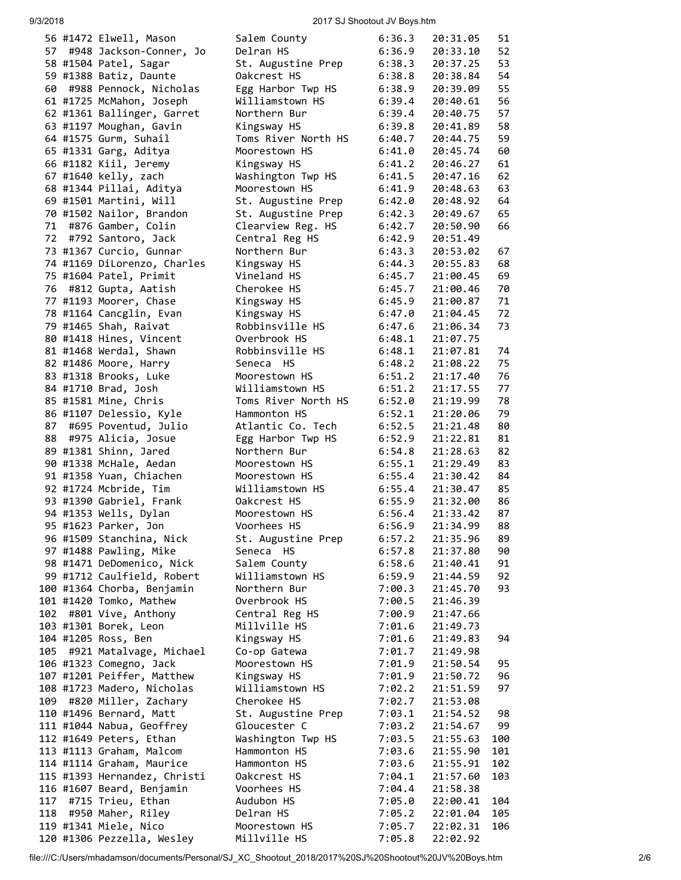```
 56 #1472 Elwell, Mason         Salem County           6:36.3   20:31.05    51
 57  #948 Jackson-Conner, Jo    Delran HS              6:36.9   20:33.10    52
 58 #1504 Patel, Sagar          St. Augustine Prep     6:38.3   20:37.25    53
 59 #1388 Batiz, Daunte         Oakcrest HS            6:38.8   20:38.84    54
 60  #988 Pennock, Nicholas     Egg Harbor Twp HS      6:38.9   20:39.09    55
 61 #1725 McMahon, Joseph       Williamstown HS        6:39.4   20:40.61    56
 62 #1361 Ballinger, Garret     Northern Bur           6:39.4   20:40.75    57
 63 #1197 Moughan, Gavin        Kingsway HS            6:39.8   20:41.89    58
 64 #1575 Gurm, Suhail          Toms River North HS    6:40.7   20:44.75    59
 65 #1331 Garg, Aditya          Moorestown HS          6:41.0   20:45.74    60
 66 #1182 Kiil, Jeremy          Kingsway HS            6:41.2   20:46.27    61
 67 #1640 kelly, zach           Washington Twp HS      6:41.5   20:47.16    62
 68 #1344 Pillai, Aditya        Moorestown HS          6:41.9   20:48.63    63
 69 #1501 Martini, Will         St. Augustine Prep     6:42.0   20:48.92    64
 70 #1502 Nailor, Brandon       St. Augustine Prep     6:42.3   20:49.67    65
 71  #876 Gamber, Colin         Clearview Reg. HS      6:42.7   20:50.90    66
 72  #792 Santoro, Jack         Central Reg HS         6:42.9   20:51.49
 73 #1367 Curcio, Gunnar        Northern Bur           6:43.3   20:53.02    67
 74 #1169 DiLorenzo, Charles    Kingsway HS            6:44.3   20:55.83    68
 75 #1604 Patel, Primit         Vineland HS            6:45.7   21:00.45    69
 76  #812 Gupta, Aatish         Cherokee HS            6:45.7   21:00.46    70
 77 #1193 Moorer, Chase         Kingsway HS            6:45.9   21:00.87    71
 78 #1164 Cancglin, Evan        Kingsway HS            6:47.0   21:04.45    72
 79 #1465 Shah, Raivat          Robbinsville HS        6:47.6   21:06.34    73
 80 #1418 Hines, Vincent        Overbrook HS           6:48.1   21:07.75
 81 #1468 Werdal, Shawn         Robbinsville HS        6:48.1   21:07.81    74
 82 #1486 Moore, Harry          Seneca  HS             6:48.2   21:08.22    75
 83 #1318 Brooks, Luke          Moorestown HS          6:51.2   21:17.40    76
 84 #1710 Brad, Josh            Williamstown HS        6:51.2   21:17.55    77
 85 #1581 Mine, Chris           Toms River North HS    6:52.0   21:19.99    78
 86 #1107 Delessio, Kyle        Hammonton HS           6:52.1   21:20.06    79
 87  #695 Poventud, Julio       Atlantic Co. Tech      6:52.5   21:21.48    80
 88  #975 Alicia, Josue         Egg Harbor Twp HS      6:52.9   21:22.81    81
 89 #1381 Shinn, Jared          Northern Bur           6:54.8   21:28.63    82
 90 #1338 McHale, Aedan         Moorestown HS          6:55.1   21:29.49    83
 91 #1358 Yuan, Chiachen        Moorestown HS          6:55.4   21:30.42    84
 92 #1724 Mcbride, Tim          Williamstown HS        6:55.4   21:30.47    85
 93 #1390 Gabriel, Frank        Oakcrest HS            6:55.9   21:32.00    86
 94 #1353 Wells, Dylan          Moorestown HS          6:56.4   21:33.42    87
 95 #1623 Parker, Jon           Voorhees HS            6:56.9   21:34.99    88
 96 #1509 Stanchina, Nick       St. Augustine Prep     6:57.2   21:35.96    89
 97 #1488 Pawling, Mike         Seneca  HS             6:57.8   21:37.80    90
 98 #1471 DeDomenico, Nick      Salem County           6:58.6   21:40.41    91
 99 #1712 Caulfield, Robert     Williamstown HS        6:59.9   21:44.59    92
100 #1364 Chorba, Benjamin      Northern Bur           7:00.3   21:45.70    93
101 #1420 Tomko, Mathew         Overbrook HS           7:00.5   21:46.39
102  #801 Vive, Anthony         Central Reg HS         7:00.9   21:47.66
103 #1301 Borek, Leon           Millville HS           7:01.6   21:49.73
104 #1205 Ross, Ben             Kingsway HS            7:01.6   21:49.83    94
105  #921 Matalvage, Michael    Co-op Gatewa           7:01.7   21:49.98
106 #1323 Comegno, Jack         Moorestown HS          7:01.9   21:50.54    95
107 #1201 Peiffer, Matthew      Kingsway HS            7:01.9   21:50.72    96
108 #1723 Madero, Nicholas      Williamstown HS        7:02.2   21:51.59    97
109  #820 Miller, Zachary       Cherokee HS            7:02.7   21:53.08
110 #1496 Bernard, Matt         St. Augustine Prep     7:03.1   21:54.52    98
111 #1044 Nabua, Geoffrey       Gloucester C           7:03.2   21:54.67    99
112 #1649 Peters, Ethan         Washington Twp HS      7:03.5   21:55.63   100
113 #1113 Graham, Malcom        Hammonton HS           7:03.6   21:55.90   101
114 #1114 Graham, Maurice       Hammonton HS           7:03.6   21:55.91   102
115 #1393 Hernandez, Christi    Oakcrest HS            7:04.1   21:57.60   103
116 #1607 Beard, Benjamin       Voorhees HS            7:04.4   21:58.38
117  #715 Trieu, Ethan          Audubon HS             7:05.0   22:00.41   104
118  #950 Maher, Riley          Delran HS              7:05.2   22:01.04   105
119 #1341 Miele, Nico           Moorestown HS          7:05.7   22:02.31   106
120 #1306 Pezzella, Wesley      Millville HS           7:05.8   22:02.92
```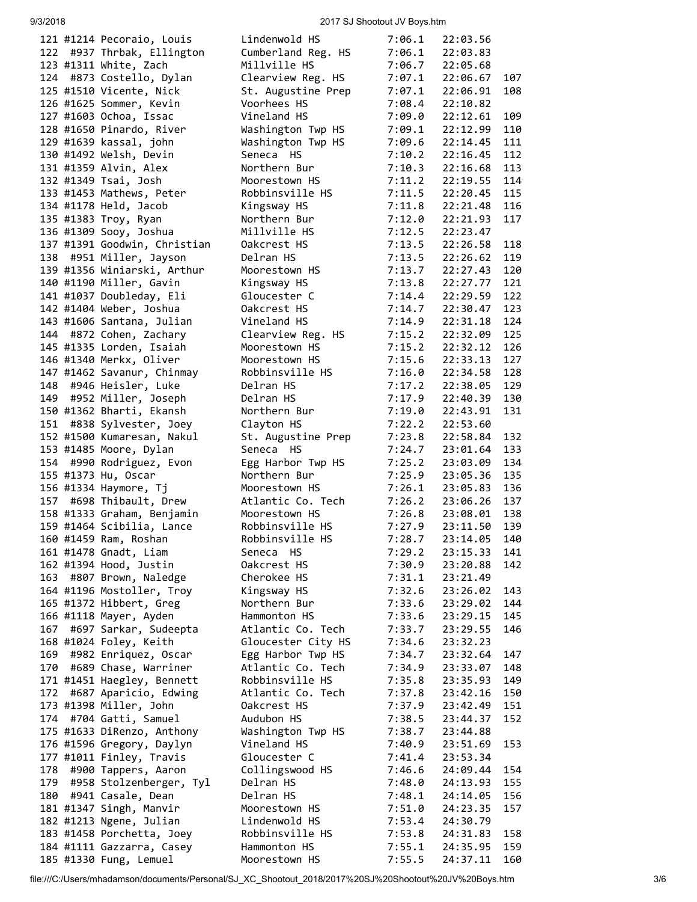```
121 #1214 Pecoraio, Louis       Lindenwold HS         7:06.1   22:03.56
122  #937 Thrbak, Ellington     Cumberland Reg. HS    7:06.1   22:03.83
123 #1311 White, Zach           Millville HS          7:06.7   22:05.68
124  #873 Costello, Dylan       Clearview Reg. HS     7:07.1   22:06.67  107
125 #1510 Vicente, Nick         St. Augustine Prep    7:07.1   22:06.91  108
126 #1625 Sommer, Kevin         Voorhees HS           7:08.4   22:10.82
127 #1603 Ochoa, Issac          Vineland HS           7:09.0   22:12.61  109
128 #1650 Pinardo, River        Washington Twp HS     7:09.1   22:12.99  110
129 #1639 kassal, john          Washington Twp HS     7:09.6   22:14.45  111
130 #1492 Welsh, Devin          Seneca  HS            7:10.2   22:16.45  112
131 #1359 Alvin, Alex           Northern Bur          7:10.3   22:16.68  113
132 #1349 Tsai, Josh            Moorestown HS         7:11.2   22:19.55  114
133 #1453 Mathews, Peter        Robbinsville HS       7:11.5   22:20.45  115
134 #1178 Held, Jacob           Kingsway HS           7:11.8   22:21.48  116
135 #1383 Troy, Ryan            Northern Bur          7:12.0   22:21.93  117
136 #1309 Sooy, Joshua          Millville HS          7:12.5   22:23.47
137 #1391 Goodwin, Christian    Oakcrest HS           7:13.5   22:26.58  118
138  #951 Miller, Jayson        Delran HS             7:13.5   22:26.62  119
139 #1356 Winiarski, Arthur     Moorestown HS         7:13.7   22:27.43  120
140 #1190 Miller, Gavin         Kingsway HS           7:13.8   22:27.77  121
141 #1037 Doubleday, Eli        Gloucester C          7:14.4   22:29.59  122
142 #1404 Weber, Joshua         Oakcrest HS           7:14.7   22:30.47  123
143 #1606 Santana, Julian       Vineland HS           7:14.9   22:31.18  124
144  #872 Cohen, Zachary        Clearview Reg. HS     7:15.2   22:32.09  125
145 #1335 Lorden, Isaiah        Moorestown HS         7:15.2   22:32.12  126
146 #1340 Merkx, Oliver         Moorestown HS         7:15.6   22:33.13  127
147 #1462 Savanur, Chinmay      Robbinsville HS       7:16.0   22:34.58  128
148  #946 Heisler, Luke         Delran HS             7:17.2   22:38.05  129
149  #952 Miller, Joseph        Delran HS             7:17.9   22:40.39  130
150 #1362 Bharti, Ekansh        Northern Bur          7:19.0   22:43.91  131
151  #838 Sylvester, Joey       Clayton HS            7:22.2   22:53.60
152 #1500 Kumaresan, Nakul      St. Augustine Prep    7:23.8   22:58.84  132
153 #1485 Moore, Dylan          Seneca  HS            7:24.7   23:01.64  133
154  #990 Rodriguez, Evon       Egg Harbor Twp HS     7:25.2   23:03.09  134
155 #1373 Hu, Oscar             Northern Bur          7:25.9   23:05.36  135
156 #1334 Haymore, Tj           Moorestown HS         7:26.1   23:05.83  136
157  #698 Thibault, Drew        Atlantic Co. Tech     7:26.2   23:06.26  137
158 #1333 Graham, Benjamin      Moorestown HS         7:26.8   23:08.01  138
159 #1464 Scibilia, Lance       Robbinsville HS       7:27.9   23:11.50  139
160 #1459 Ram, Roshan           Robbinsville HS       7:28.7   23:14.05  140
161 #1478 Gnadt, Liam           Seneca  HS            7:29.2   23:15.33  141
162 #1394 Hood, Justin          Oakcrest HS           7:30.9   23:20.88  142
163  #807 Brown, Naledge        Cherokee HS           7:31.1   23:21.49
164 #1196 Mostoller, Troy       Kingsway HS           7:32.6   23:26.02  143
165 #1372 Hibbert, Greg         Northern Bur          7:33.6   23:29.02  144
166 #1118 Mayer, Ayden          Hammonton HS          7:33.6   23:29.15  145
167  #697 Sarkar, Sudeepta      Atlantic Co. Tech     7:33.7   23:29.55  146
168 #1024 Foley, Keith          Gloucester City HS    7:34.6   23:32.23
169  #982 Enriquez, Oscar       Egg Harbor Twp HS     7:34.7   23:32.64  147
170  #689 Chase, Warriner       Atlantic Co. Tech     7:34.9   23:33.07  148
171 #1451 Haegley, Bennett      Robbinsville HS       7:35.8   23:35.93  149
172  #687 Aparicio, Edwing      Atlantic Co. Tech     7:37.8   23:42.16  150
173 #1398 Miller, John          Oakcrest HS           7:37.9   23:42.49  151
174  #704 Gatti, Samuel         Audubon HS            7:38.5   23:44.37  152
175 #1633 DiRenzo, Anthony      Washington Twp HS     7:38.7   23:44.88
176 #1596 Gregory, Daylyn       Vineland HS           7:40.9   23:51.69  153
177 #1011 Finley, Travis        Gloucester C          7:41.4   23:53.34
178  #900 Tappers, Aaron        Collingswood HS       7:46.6   24:09.44  154
179  #958 Stolzenberger, Tyl    Delran HS             7:48.0   24:13.93  155
180  #941 Casale, Dean          Delran HS             7:48.1   24:14.05  156
181 #1347 Singh, Manvir         Moorestown HS         7:51.0   24:23.35  157
182 #1213 Ngene, Julian         Lindenwold HS         7:53.4   24:30.79
183 #1458 Porchetta, Joey       Robbinsville HS       7:53.8   24:31.83  158
184 #1111 Gazzarra, Casey       Hammonton HS          7:55.1   24:35.95  159
185 #1330 Fung, Lemuel          Moorestown HS         7:55.5   24:37.11  160
```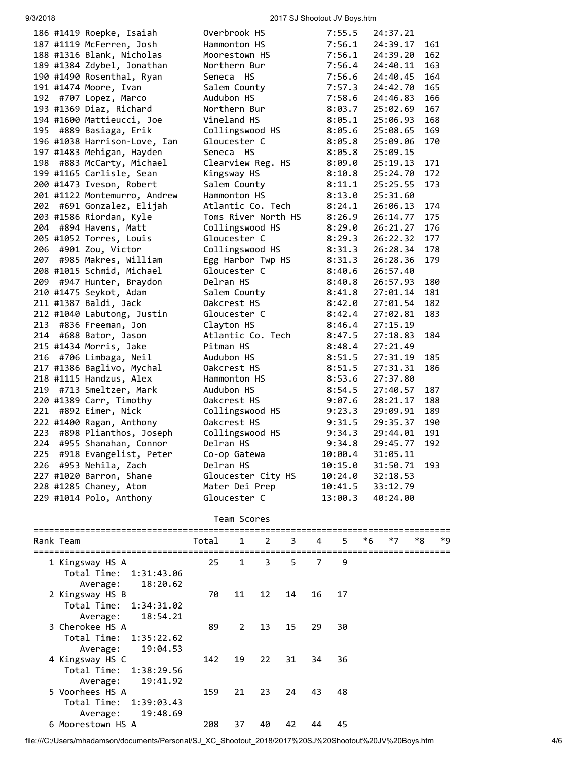| Place | Bib | Name | Team | Pace | Time | Score |
|---|---|---|---|---|---|---|
| 186 | #1419 | Roepke, Isaiah | Overbrook HS | 7:55.5 | 24:37.21 | |
| 187 | #1119 | McFerren, Josh | Hammonton HS | 7:56.1 | 24:39.17 | 161 |
| 188 | #1316 | Blank, Nicholas | Moorestown HS | 7:56.1 | 24:39.20 | 162 |
| 189 | #1384 | Zdybel, Jonathan | Northern Bur | 7:56.4 | 24:40.11 | 163 |
| 190 | #1490 | Rosenthal, Ryan | Seneca HS | 7:56.6 | 24:40.45 | 164 |
| 191 | #1474 | Moore, Ivan | Salem County | 7:57.3 | 24:42.70 | 165 |
| 192 | #707 | Lopez, Marco | Audubon HS | 7:58.6 | 24:46.83 | 166 |
| 193 | #1369 | Diaz, Richard | Northern Bur | 8:03.7 | 25:02.69 | 167 |
| 194 | #1600 | Mattieucci, Joe | Vineland HS | 8:05.1 | 25:06.93 | 168 |
| 195 | #889 | Basiaga, Erik | Collingswood HS | 8:05.6 | 25:08.65 | 169 |
| 196 | #1038 | Harrison-Love, Ian | Gloucester C | 8:05.8 | 25:09.06 | 170 |
| 197 | #1483 | Mehigan, Hayden | Seneca HS | 8:05.8 | 25:09.15 | |
| 198 | #883 | McCarty, Michael | Clearview Reg. HS | 8:09.0 | 25:19.13 | 171 |
| 199 | #1165 | Carlisle, Sean | Kingsway HS | 8:10.8 | 25:24.70 | 172 |
| 200 | #1473 | Iveson, Robert | Salem County | 8:11.1 | 25:25.55 | 173 |
| 201 | #1122 | Montemurro, Andrew | Hammonton HS | 8:13.0 | 25:31.60 | |
| 202 | #691 | Gonzalez, Elijah | Atlantic Co. Tech | 8:24.1 | 26:06.13 | 174 |
| 203 | #1586 | Riordan, Kyle | Toms River North HS | 8:26.9 | 26:14.77 | 175 |
| 204 | #894 | Havens, Matt | Collingswood HS | 8:29.0 | 26:21.27 | 176 |
| 205 | #1052 | Torres, Louis | Gloucester C | 8:29.3 | 26:22.32 | 177 |
| 206 | #901 | Zou, Victor | Collingswood HS | 8:31.3 | 26:28.34 | 178 |
| 207 | #985 | Makres, William | Egg Harbor Twp HS | 8:31.3 | 26:28.36 | 179 |
| 208 | #1015 | Schmid, Michael | Gloucester C | 8:40.6 | 26:57.40 | |
| 209 | #947 | Hunter, Braydon | Delran HS | 8:40.8 | 26:57.93 | 180 |
| 210 | #1475 | Seykot, Adam | Salem County | 8:41.8 | 27:01.14 | 181 |
| 211 | #1387 | Baldi, Jack | Oakcrest HS | 8:42.0 | 27:01.54 | 182 |
| 212 | #1040 | Labutong, Justin | Gloucester C | 8:42.4 | 27:02.81 | 183 |
| 213 | #836 | Freeman, Jon | Clayton HS | 8:46.4 | 27:15.19 | |
| 214 | #688 | Bator, Jason | Atlantic Co. Tech | 8:47.5 | 27:18.83 | 184 |
| 215 | #1434 | Morris, Jake | Pitman HS | 8:48.4 | 27:21.49 | |
| 216 | #706 | Limbaga, Neil | Audubon HS | 8:51.5 | 27:31.19 | 185 |
| 217 | #1386 | Baglivo, Mychal | Oakcrest HS | 8:51.5 | 27:31.31 | 186 |
| 218 | #1115 | Handzus, Alex | Hammonton HS | 8:53.6 | 27:37.80 | |
| 219 | #713 | Smeltzer, Mark | Audubon HS | 8:54.5 | 27:40.57 | 187 |
| 220 | #1389 | Carr, Timothy | Oakcrest HS | 9:07.6 | 28:21.17 | 188 |
| 221 | #892 | Eimer, Nick | Collingswood HS | 9:23.3 | 29:09.91 | 189 |
| 222 | #1400 | Ragan, Anthony | Oakcrest HS | 9:31.5 | 29:35.37 | 190 |
| 223 | #898 | Plianthos, Joseph | Collingswood HS | 9:34.3 | 29:44.01 | 191 |
| 224 | #955 | Shanahan, Connor | Delran HS | 9:34.8 | 29:45.77 | 192 |
| 225 | #918 | Evangelist, Peter | Co-op Gatewa | 10:00.4 | 31:05.11 | |
| 226 | #953 | Nehila, Zach | Delran HS | 10:15.0 | 31:50.71 | 193 |
| 227 | #1020 | Barron, Shane | Gloucester City HS | 10:24.0 | 32:18.53 | |
| 228 | #1285 | Chaney, Atom | Mater Dei Prep | 10:41.5 | 33:12.79 | |
| 229 | #1014 | Polo, Anthony | Gloucester C | 13:00.3 | 40:24.00 | |

## Team Scores

| Rank | Team | Total | 1 | 2 | 3 | 4 | 5 | *6 | *7 | *8 | *9 |
|---|---|---|---|---|---|---|---|---|---|---|---|
| 1 | Kingsway HS A | 25 | 1 | 3 | 5 | 7 | 9 | | | | |
| | Total Time: 1:31:43.06, Average: 18:20.62 | | | | | | | | | | |
| 2 | Kingsway HS B | 70 | 11 | 12 | 14 | 16 | 17 | | | | |
| | Total Time: 1:34:31.02, Average: 18:54.21 | | | | | | | | | | |
| 3 | Cherokee HS A | 89 | 2 | 13 | 15 | 29 | 30 | | | | |
| | Total Time: 1:35:22.62, Average: 19:04.53 | | | | | | | | | | |
| 4 | Kingsway HS C | 142 | 19 | 22 | 31 | 34 | 36 | | | | |
| | Total Time: 1:38:29.56, Average: 19:41.92 | | | | | | | | | | |
| 5 | Voorhees HS A | 159 | 21 | 23 | 24 | 43 | 48 | | | | |
| | Total Time: 1:39:03.43, Average: 19:48.69 | | | | | | | | | | |
| 6 | Moorestown HS A | 208 | 37 | 40 | 42 | 44 | 45 | | | | |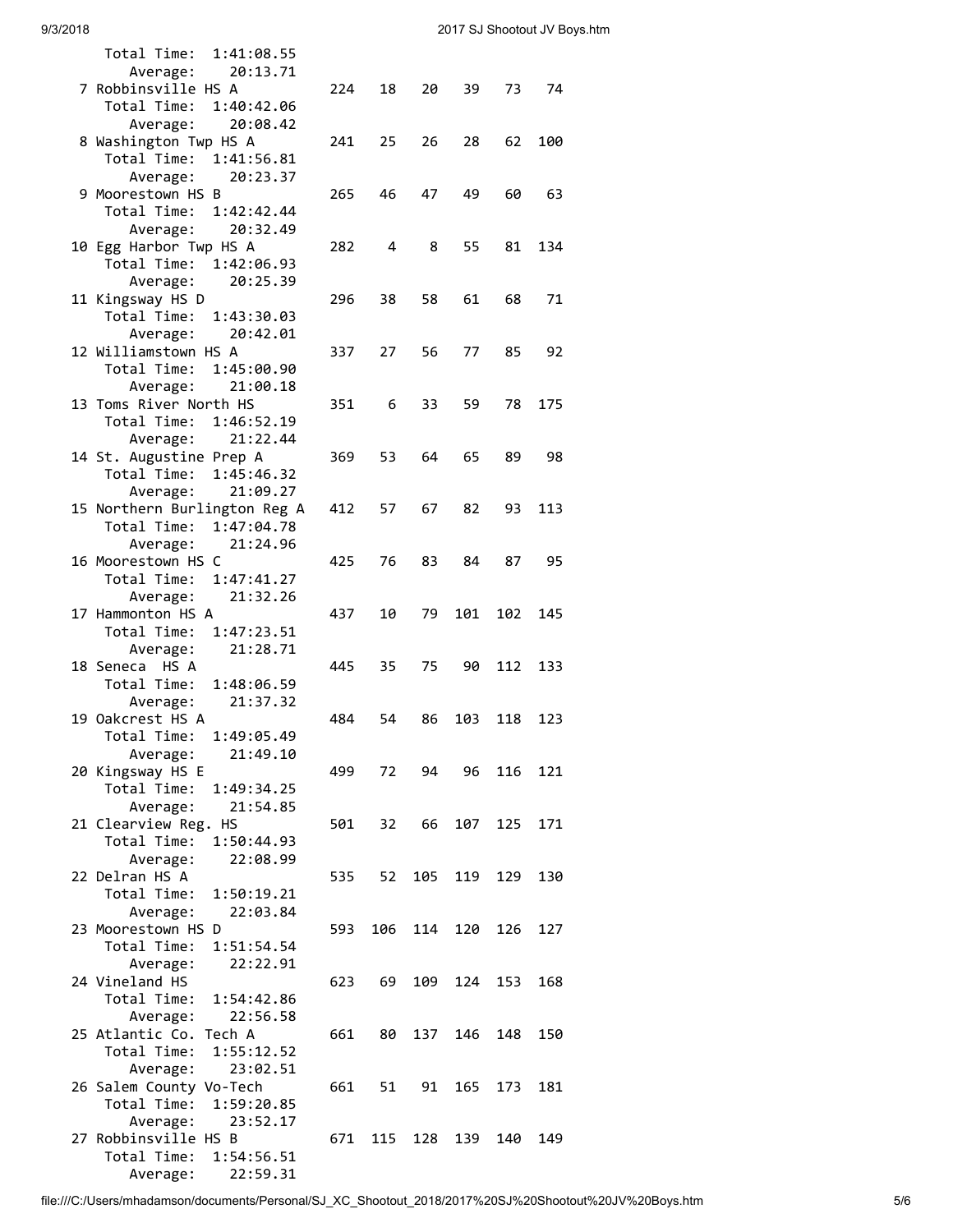```
    Total Time:  1:41:08.55
       Average:    20:13.71
  7 Robbinsville HS A          224   18   20   39   73   74
    Total Time:  1:40:42.06
       Average:    20:08.42
  8 Washington Twp HS A        241   25   26   28   62  100
    Total Time:  1:41:56.81
       Average:    20:23.37
  9 Moorestown HS B            265   46   47   49   60   63
    Total Time:  1:42:42.44
       Average:    20:32.49
 10 Egg Harbor Twp HS A        282    4    8   55   81  134
    Total Time:  1:42:06.93
       Average:    20:25.39
 11 Kingsway HS D              296   38   58   61   68   71
    Total Time:  1:43:30.03
       Average:    20:42.01
 12 Williamstown HS A          337   27   56   77   85   92
    Total Time:  1:45:00.90
       Average:    21:00.18
 13 Toms River North HS        351    6   33   59   78  175
    Total Time:  1:46:52.19
       Average:    21:22.44
 14 St. Augustine Prep A       369   53   64   65   89   98
    Total Time:  1:45:46.32
       Average:    21:09.27
 15 Northern Burlington Reg A  412   57   67   82   93  113
    Total Time:  1:47:04.78
       Average:    21:24.96
 16 Moorestown HS C            425   76   83   84   87   95
    Total Time:  1:47:41.27
       Average:    21:32.26
 17 Hammonton HS A             437   10   79  101  102  145
    Total Time:  1:47:23.51
       Average:    21:28.71
 18 Seneca  HS A               445   35   75   90  112  133
    Total Time:  1:48:06.59
       Average:    21:37.32
 19 Oakcrest HS A              484   54   86  103  118  123
    Total Time:  1:49:05.49
       Average:    21:49.10
 20 Kingsway HS E              499   72   94   96  116  121
    Total Time:  1:49:34.25
       Average:    21:54.85
 21 Clearview Reg. HS          501   32   66  107  125  171
    Total Time:  1:50:44.93
       Average:    22:08.99
 22 Delran HS A                535   52  105  119  129  130
    Total Time:  1:50:19.21
       Average:    22:03.84
 23 Moorestown HS D            593  106  114  120  126  127
    Total Time:  1:51:54.54
       Average:    22:22.91
 24 Vineland HS                623   69  109  124  153  168
    Total Time:  1:54:42.86
       Average:    22:56.58
 25 Atlantic Co. Tech A        661   80  137  146  148  150
    Total Time:  1:55:12.52
       Average:    23:02.51
 26 Salem County Vo-Tech       661   51   91  165  173  181
    Total Time:  1:59:20.85
       Average:    23:52.17
 27 Robbinsville HS B          671  115  128  139  140  149
    Total Time:  1:54:56.51
       Average:    22:59.31
```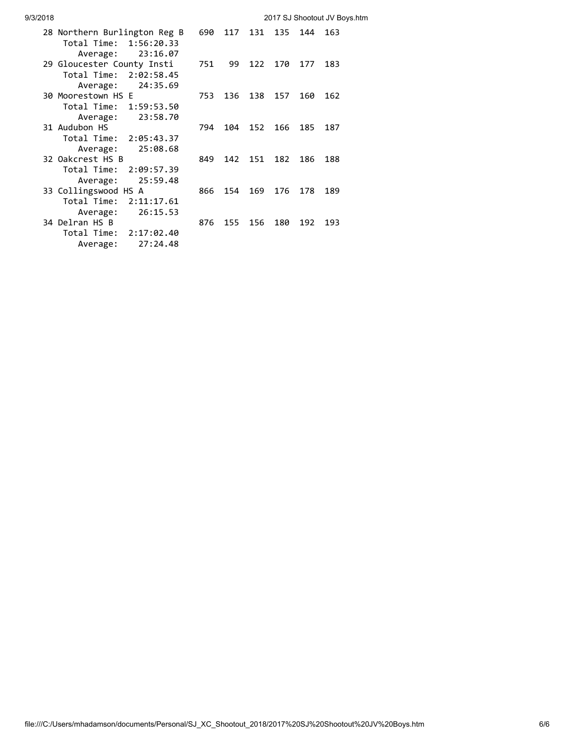```
28 Northern Burlington Reg B   690  117  131  135  144  163
     Total Time:  1:56:20.33
        Average:    23:16.07
29 Gloucester County Insti     751   99  122  170  177  183
     Total Time:  2:02:58.45
        Average:    24:35.69
30 Moorestown HS E             753  136  138  157  160  162
     Total Time:  1:59:53.50
        Average:    23:58.70
31 Audubon HS                  794  104  152  166  185  187
     Total Time:  2:05:43.37
        Average:    25:08.68
32 Oakcrest HS B               849  142  151  182  186  188
     Total Time:  2:09:57.39
        Average:    25:59.48
33 Collingswood HS A           866  154  169  176  178  189
     Total Time:  2:11:17.61
        Average:    26:15.53
34 Delran HS B                 876  155  156  180  192  193
     Total Time:  2:17:02.40
        Average:    27:24.48
```